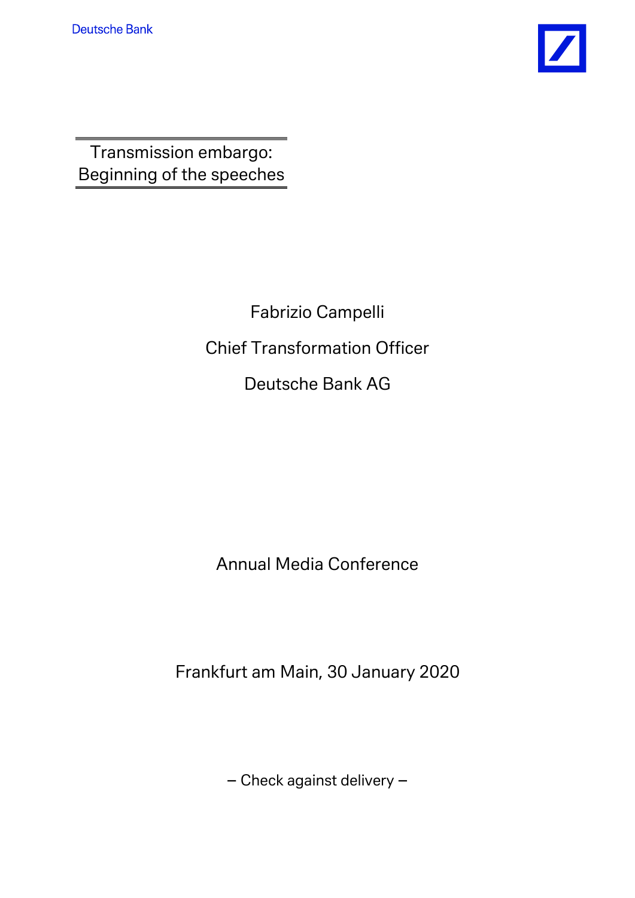Deutsche Bank

Transmission embargo:
Beginning of the speeches

Fabrizio Campelli

Chief Transformation Officer

Deutsche Bank AG

Annual Media Conference

Frankfurt am Main, 30 January 2020

– Check against delivery –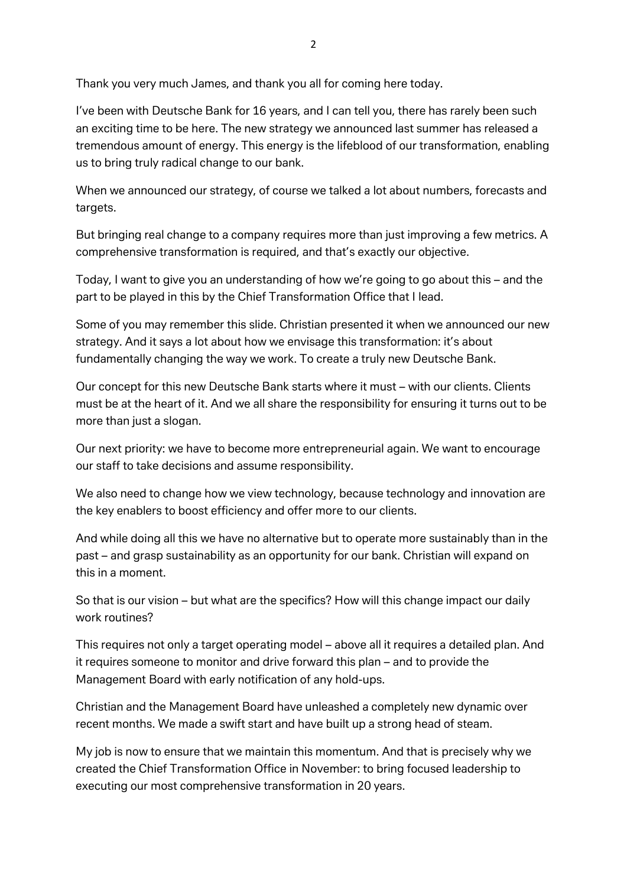Thank you very much James, and thank you all for coming here today.

I've been with Deutsche Bank for 16 years, and I can tell you, there has rarely been such an exciting time to be here. The new strategy we announced last summer has released a tremendous amount of energy. This energy is the lifeblood of our transformation, enabling us to bring truly radical change to our bank.

When we announced our strategy, of course we talked a lot about numbers, forecasts and targets.

But bringing real change to a company requires more than just improving a few metrics. A comprehensive transformation is required, and that's exactly our objective.

Today, I want to give you an understanding of how we're going to go about this – and the part to be played in this by the Chief Transformation Office that I lead.

Some of you may remember this slide. Christian presented it when we announced our new strategy. And it says a lot about how we envisage this transformation: it's about fundamentally changing the way we work. To create a truly new Deutsche Bank.

Our concept for this new Deutsche Bank starts where it must – with our clients. Clients must be at the heart of it. And we all share the responsibility for ensuring it turns out to be more than just a slogan.

Our next priority: we have to become more entrepreneurial again. We want to encourage our staff to take decisions and assume responsibility.

We also need to change how we view technology, because technology and innovation are the key enablers to boost efficiency and offer more to our clients.

And while doing all this we have no alternative but to operate more sustainably than in the past – and grasp sustainability as an opportunity for our bank. Christian will expand on this in a moment.

So that is our vision – but what are the specifics? How will this change impact our daily work routines?

This requires not only a target operating model – above all it requires a detailed plan. And it requires someone to monitor and drive forward this plan – and to provide the Management Board with early notification of any hold-ups.

Christian and the Management Board have unleashed a completely new dynamic over recent months. We made a swift start and have built up a strong head of steam.

My job is now to ensure that we maintain this momentum. And that is precisely why we created the Chief Transformation Office in November: to bring focused leadership to executing our most comprehensive transformation in 20 years.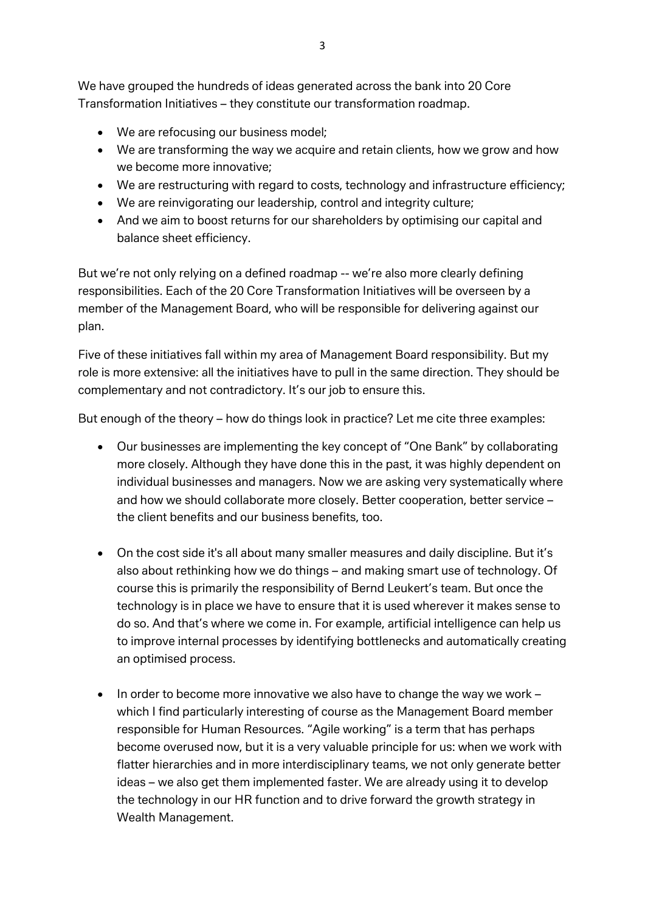We have grouped the hundreds of ideas generated across the bank into 20 Core Transformation Initiatives – they constitute our transformation roadmap.

- We are refocusing our business model;
- We are transforming the way we acquire and retain clients, how we grow and how we become more innovative;
- We are restructuring with regard to costs, technology and infrastructure efficiency;
- We are reinvigorating our leadership, control and integrity culture;
- And we aim to boost returns for our shareholders by optimising our capital and balance sheet efficiency.

But we're not only relying on a defined roadmap -- we're also more clearly defining responsibilities. Each of the 20 Core Transformation Initiatives will be overseen by a member of the Management Board, who will be responsible for delivering against our plan.

Five of these initiatives fall within my area of Management Board responsibility. But my role is more extensive: all the initiatives have to pull in the same direction. They should be complementary and not contradictory. It's our job to ensure this.

But enough of the theory – how do things look in practice? Let me cite three examples:

- Our businesses are implementing the key concept of "One Bank" by collaborating more closely. Although they have done this in the past, it was highly dependent on individual businesses and managers. Now we are asking very systematically where and how we should collaborate more closely. Better cooperation, better service – the client benefits and our business benefits, too.

- On the cost side it's all about many smaller measures and daily discipline. But it's also about rethinking how we do things – and making smart use of technology. Of course this is primarily the responsibility of Bernd Leukert's team. But once the technology is in place we have to ensure that it is used wherever it makes sense to do so. And that's where we come in. For example, artificial intelligence can help us to improve internal processes by identifying bottlenecks and automatically creating an optimised process.

- In order to become more innovative we also have to change the way we work – which I find particularly interesting of course as the Management Board member responsible for Human Resources. "Agile working" is a term that has perhaps become overused now, but it is a very valuable principle for us: when we work with flatter hierarchies and in more interdisciplinary teams, we not only generate better ideas – we also get them implemented faster. We are already using it to develop the technology in our HR function and to drive forward the growth strategy in Wealth Management.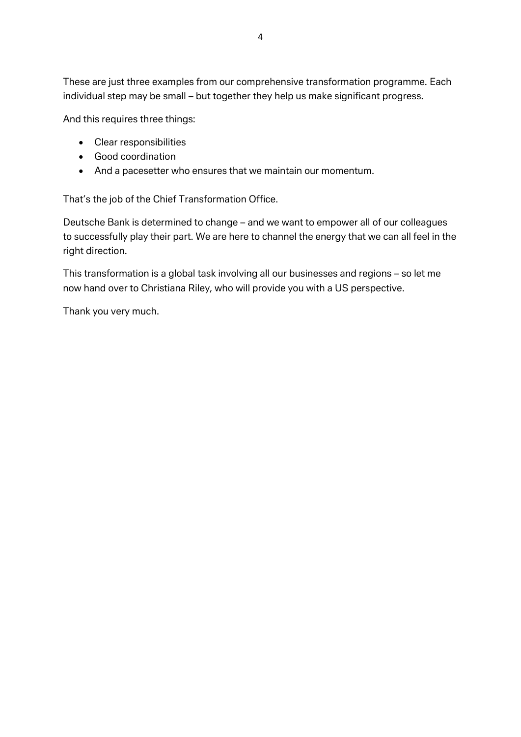These are just three examples from our comprehensive transformation programme. Each individual step may be small – but together they help us make significant progress.

And this requires three things:

- Clear responsibilities
- Good coordination
- And a pacesetter who ensures that we maintain our momentum.

That's the job of the Chief Transformation Office.

Deutsche Bank is determined to change – and we want to empower all of our colleagues to successfully play their part. We are here to channel the energy that we can all feel in the right direction.

This transformation is a global task involving all our businesses and regions – so let me now hand over to Christiana Riley, who will provide you with a US perspective.

Thank you very much.